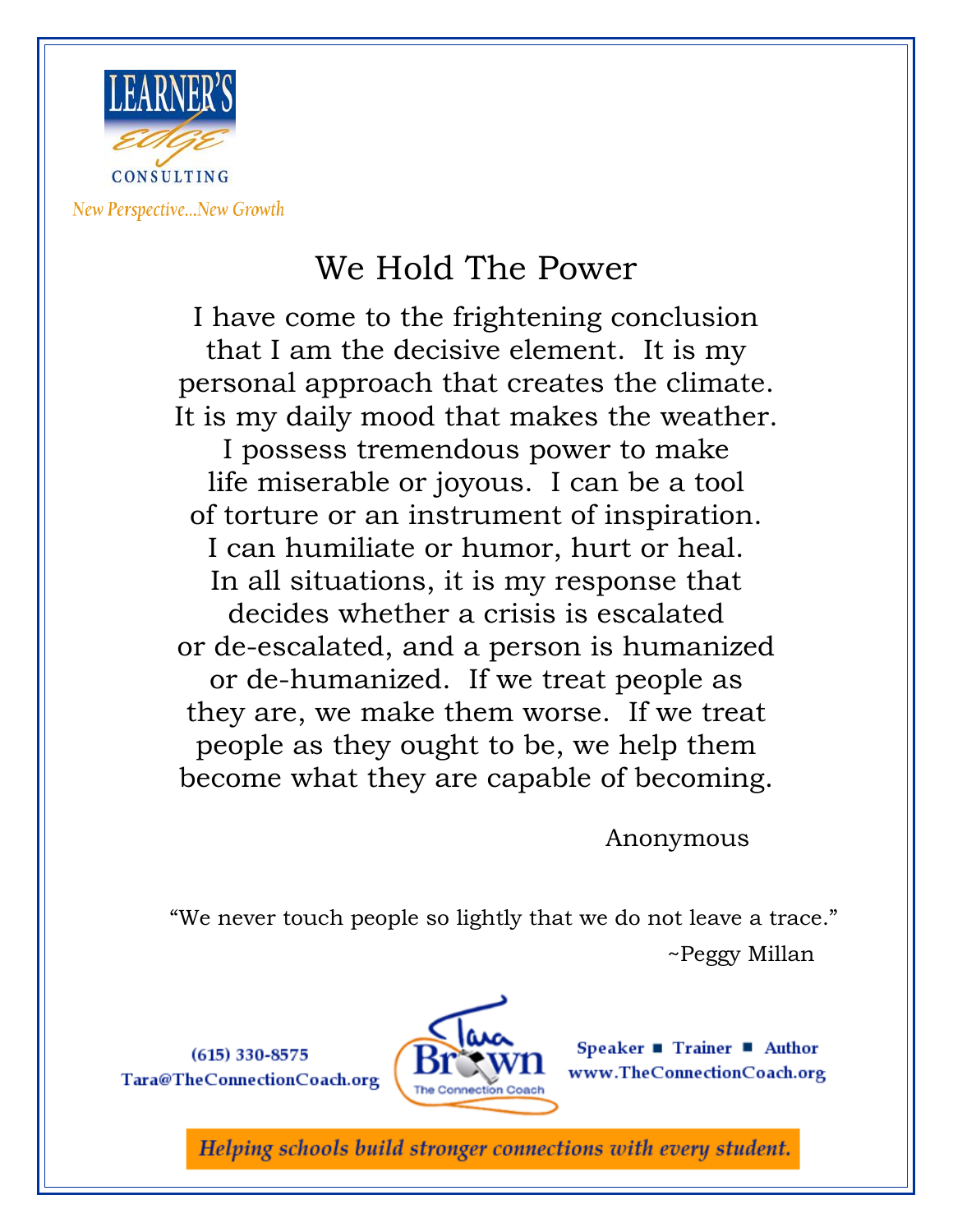LEARNER'S EDGE CONSULTING

*New Perspective...New Growth*

# We Hold The Power

I have come to the frightening conclusion that I am the decisive element. It is my personal approach that creates the climate. It is my daily mood that makes the weather. I possess tremendous power to make life miserable or joyous. I can be a tool of torture or an instrument of inspiration. I can humiliate or humor, hurt or heal. In all situations, it is my response that decides whether a crisis is escalated or de-escalated, and a person is humanized or de-humanized. If we treat people as they are, we make them worse. If we treat people as they ought to be, we help them become what they are capable of becoming.

Anonymous

"We never touch people so lightly that we do not leave a trace."

~Peggy Millan

(615) 330-8575
Tara@TheConnectionCoach.org

Tara Brown
The Connection Coach

Speaker ■ Trainer ■ Author
www.TheConnectionCoach.org

***Helping schools build stronger connections with every student.***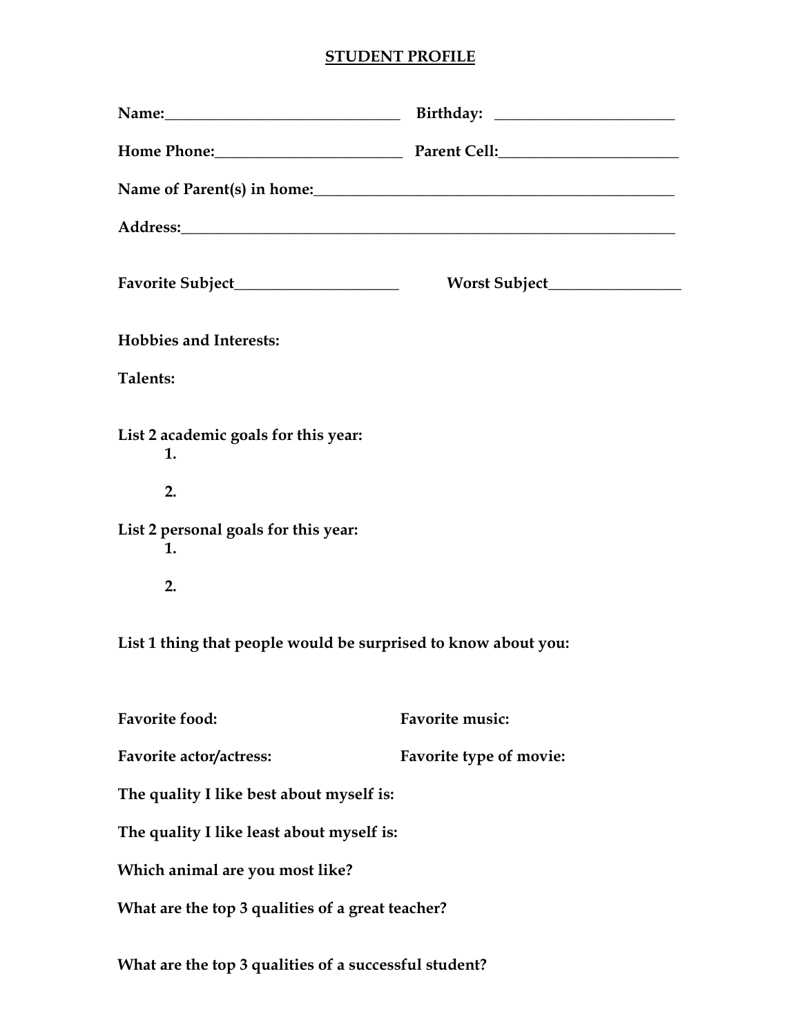# STUDENT PROFILE

**Name:**_______________________________ **Birthday:** ________________________

**Home Phone:**________________________ **Parent Cell:**________________________

**Name of Parent(s) in home:**_________________________________________________

**Address:**_____________________________________________________________________

**Favorite Subject**______________________ **Worst Subject**_________________

**Hobbies and Interests:**

**Talents:**

**List 2 academic goals for this year:**

1.

2.

**List 2 personal goals for this year:**

1.

2.

**List 1 thing that people would be surprised to know about you:**

**Favorite food:** **Favorite music:**

**Favorite actor/actress:** **Favorite type of movie:**

**The quality I like best about myself is:**

**The quality I like least about myself is:**

**Which animal are you most like?**

**What are the top 3 qualities of a great teacher?**

**What are the top 3 qualities of a successful student?**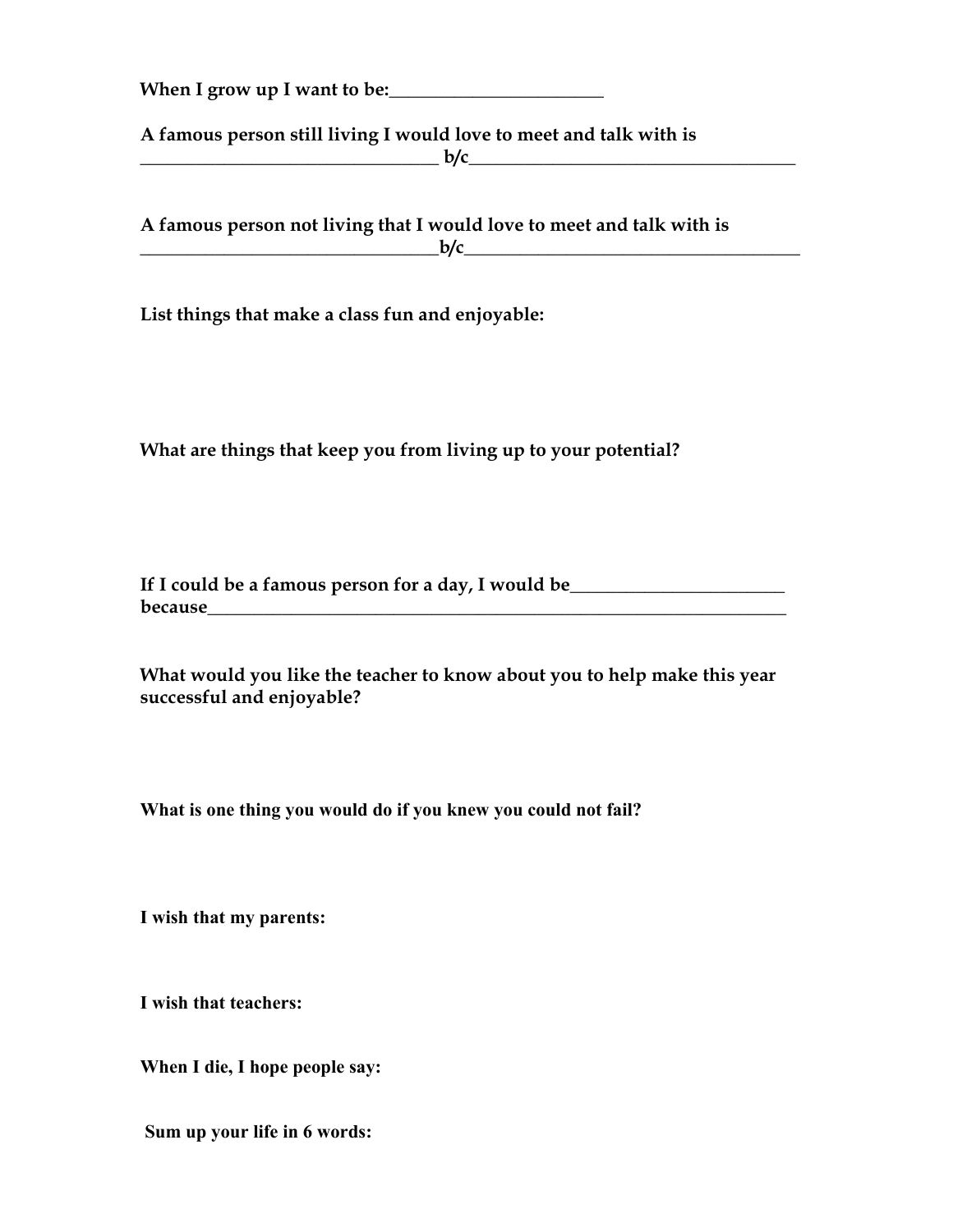**When I grow up I want to be:________________________**

**A famous person still living I would love to meet and talk with is __________________________________ b/c_____________________________________**

**A famous person not living that I would love to meet and talk with is _________________________________b/c______________________________________**

**List things that make a class fun and enjoyable:**

**What are things that keep you from living up to your potential?**

**If I could be a famous person for a day, I would be________________________ because______________________________________________________________________**

**What would you like the teacher to know about you to help make this year successful and enjoyable?**

**What is one thing you would do if you knew you could not fail?**

**I wish that my parents:**

**I wish that teachers:**

**When I die, I hope people say:**

**Sum up your life in 6 words:**